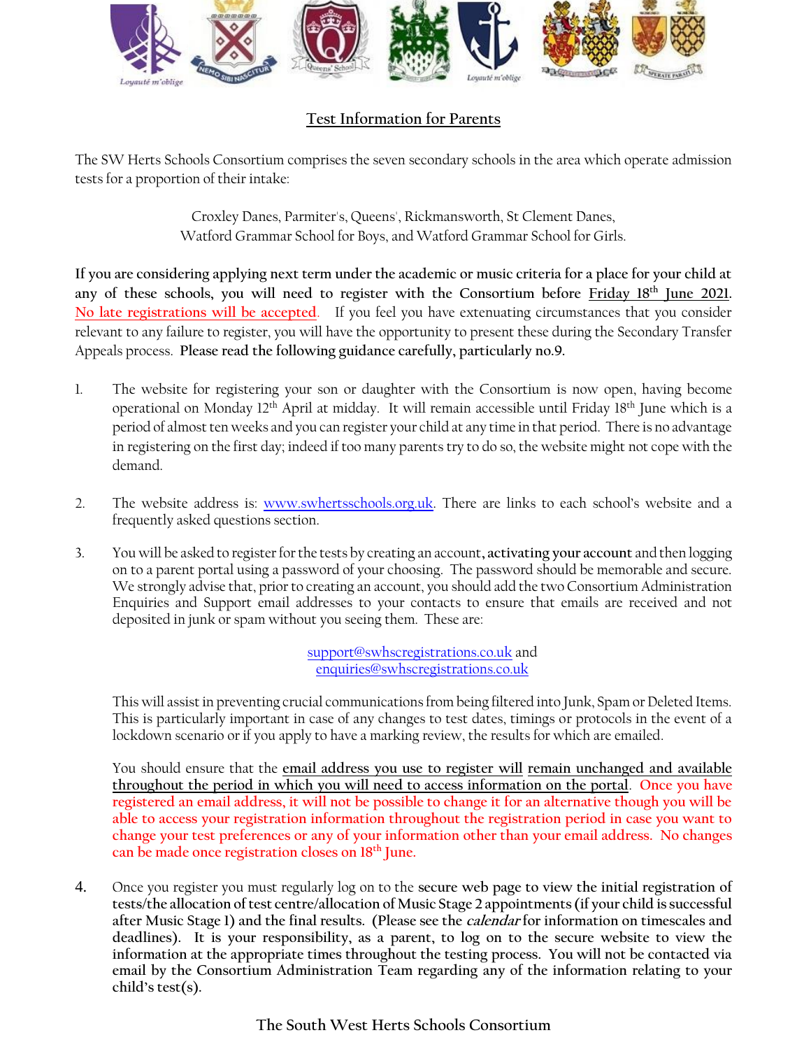## Test Information for Parents

The SW Herts Schools Consortium comprises the seven secondary schools in the area which operate admission tests for a proportion of their intake:

Croxley Danes, Parmiter's, Queens', Rickmansworth, St Clement Danes,
Watford Grammar School for Boys, and Watford Grammar School for Girls.

**If you are considering applying next term under the academic or music criteria for a place for your child at any of these schools, you will need to register with the Consortium before Friday 18th June 2021.** No late registrations will be accepted. If you feel you have extenuating circumstances that you consider relevant to any failure to register, you will have the opportunity to present these during the Secondary Transfer Appeals process. **Please read the following guidance carefully, particularly no.9.**

1. The website for registering your son or daughter with the Consortium is now open, having become operational on Monday 12th April at midday. It will remain accessible until Friday 18th June which is a period of almost ten weeks and you can register your child at any time in that period. There is no advantage in registering on the first day; indeed if too many parents try to do so, the website might not cope with the demand.

2. The website address is: www.swhertsschools.org.uk. There are links to each school's website and a frequently asked questions section.

3. You will be asked to register for the tests by creating an account, **activating your account** and then logging on to a parent portal using a password of your choosing. The password should be memorable and secure. We strongly advise that, prior to creating an account, you should add the two Consortium Administration Enquiries and Support email addresses to your contacts to ensure that emails are received and not deposited in junk or spam without you seeing them. These are:

   support@swhscregistrations.co.uk and
   enquiries@swhscregistrations.co.uk

   This will assist in preventing crucial communications from being filtered into Junk, Spam or Deleted Items. This is particularly important in case of any changes to test dates, timings or protocols in the event of a lockdown scenario or if you apply to have a marking review, the results for which are emailed.

   You should ensure that the email address you use to register will remain unchanged and available throughout the period in which you will need to access information on the portal. Once you have registered an email address, it will not be possible to change it for an alternative though you will be able to access your registration information throughout the registration period in case you want to change your test preferences or any of your information other than your email address. No changes can be made once registration closes on 18th June.

4. Once you register you must regularly log on to the **secure web page to view the initial registration of tests/the allocation of test centre/allocation of Music Stage 2 appointments (if your child is successful after Music Stage 1) and the final results. (Please see the *calendar* for information on timescales and deadlines). It is your responsibility, as a parent, to log on to the secure website to view the information at the appropriate times throughout the testing process. You will not be contacted via email by the Consortium Administration Team regarding any of the information relating to your child's test(s).**

The South West Herts Schools Consortium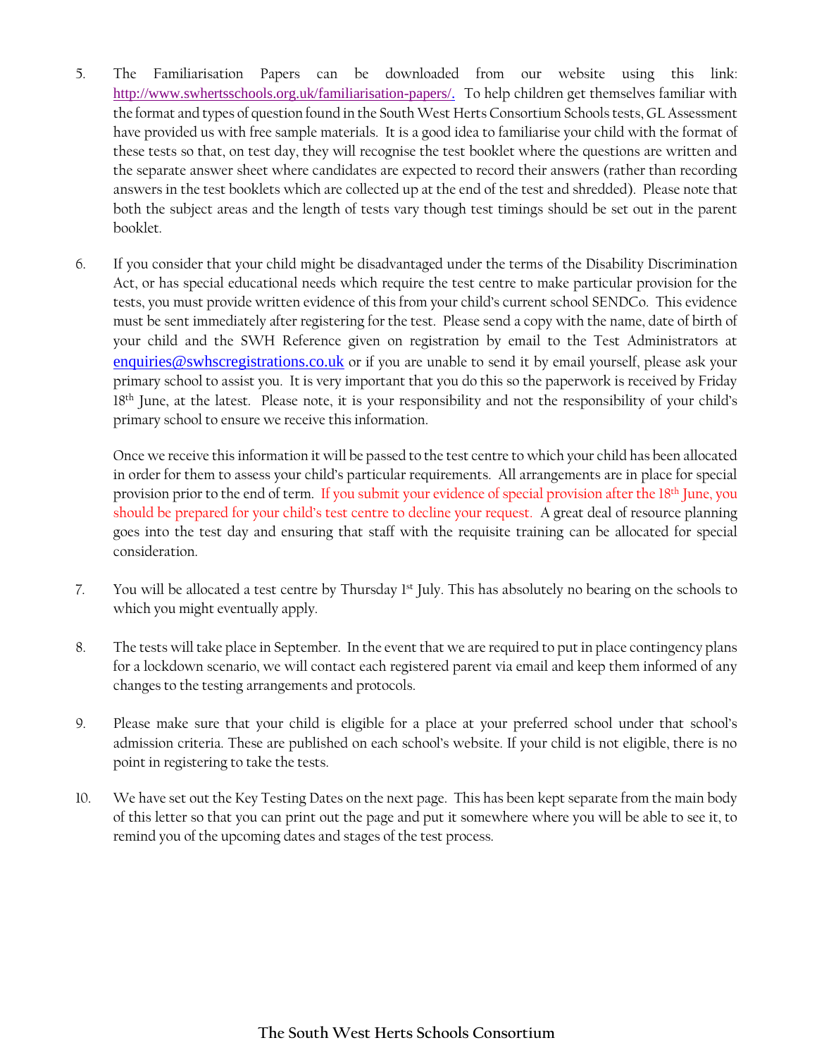5. The Familiarisation Papers can be downloaded from our website using this link: http://www.swhertsschools.org.uk/familiarisation-papers/. To help children get themselves familiar with the format and types of question found in the South West Herts Consortium Schools tests, GL Assessment have provided us with free sample materials. It is a good idea to familiarise your child with the format of these tests so that, on test day, they will recognise the test booklet where the questions are written and the separate answer sheet where candidates are expected to record their answers (rather than recording answers in the test booklets which are collected up at the end of the test and shredded). Please note that both the subject areas and the length of tests vary though test timings should be set out in the parent booklet.

6. If you consider that your child might be disadvantaged under the terms of the Disability Discrimination Act, or has special educational needs which require the test centre to make particular provision for the tests, you must provide written evidence of this from your child's current school SENDCo. This evidence must be sent immediately after registering for the test. Please send a copy with the name, date of birth of your child and the SWH Reference given on registration by email to the Test Administrators at enquiries@swhscregistrations.co.uk or if you are unable to send it by email yourself, please ask your primary school to assist you. It is very important that you do this so the paperwork is received by Friday 18th June, at the latest. Please note, it is your responsibility and not the responsibility of your child's primary school to ensure we receive this information.

   Once we receive this information it will be passed to the test centre to which your child has been allocated in order for them to assess your child's particular requirements. All arrangements are in place for special provision prior to the end of term. If you submit your evidence of special provision after the 18th June, you should be prepared for your child's test centre to decline your request. A great deal of resource planning goes into the test day and ensuring that staff with the requisite training can be allocated for special consideration.

7. You will be allocated a test centre by Thursday 1st July. This has absolutely no bearing on the schools to which you might eventually apply.

8. The tests will take place in September. In the event that we are required to put in place contingency plans for a lockdown scenario, we will contact each registered parent via email and keep them informed of any changes to the testing arrangements and protocols.

9. Please make sure that your child is eligible for a place at your preferred school under that school's admission criteria. These are published on each school's website. If your child is not eligible, there is no point in registering to take the tests.

10. We have set out the Key Testing Dates on the next page. This has been kept separate from the main body of this letter so that you can print out the page and put it somewhere where you will be able to see it, to remind you of the upcoming dates and stages of the test process.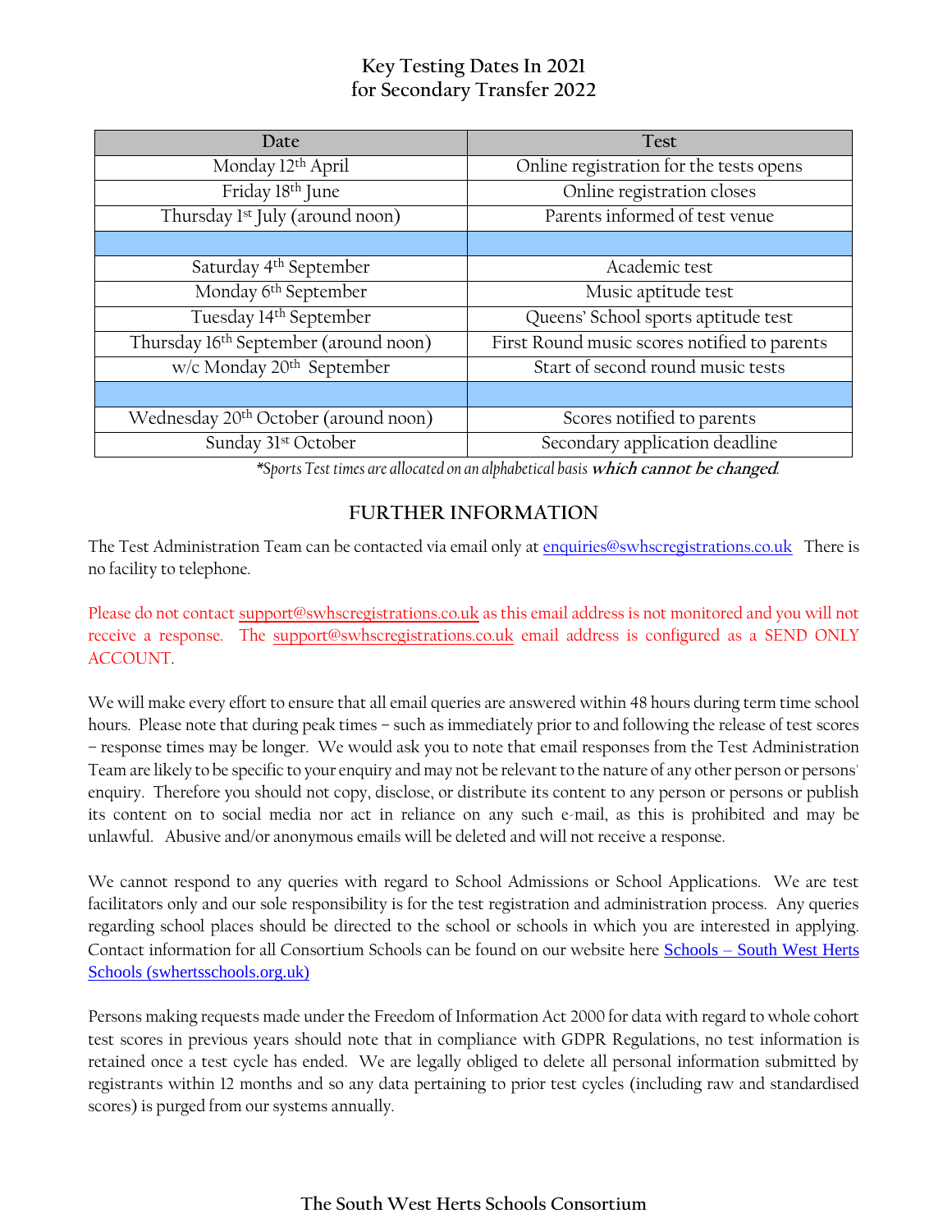# Key Testing Dates In 2021
# for Secondary Transfer 2022

| Date | Test |
| --- | --- |
| Monday 12th April | Online registration for the tests opens |
| Friday 18th June | Online registration closes |
| Thursday 1st July (around noon) | Parents informed of test venue |
| | |
| Saturday 4th September | Academic test |
| Monday 6th September | Music aptitude test |
| Tuesday 14th September | Queens' School sports aptitude test |
| Thursday 16th September (around noon) | First Round music scores notified to parents |
| w/c Monday 20th September | Start of second round music tests |
| | |
| Wednesday 20th October (around noon) | Scores notified to parents |
| Sunday 31st October | Secondary application deadline |

*\*Sports Test times are allocated on an alphabetical basis **which cannot be changed**.*

## FURTHER INFORMATION

The Test Administration Team can be contacted via email only at enquiries@swhscregistrations.co.uk There is no facility to telephone.

Please do not contact support@swhscregistrations.co.uk as this email address is not monitored and you will not receive a response. The support@swhscregistrations.co.uk email address is configured as a SEND ONLY ACCOUNT.

We will make every effort to ensure that all email queries are answered within 48 hours during term time school hours. Please note that during peak times – such as immediately prior to and following the release of test scores – response times may be longer. We would ask you to note that email responses from the Test Administration Team are likely to be specific to your enquiry and may not be relevant to the nature of any other person or persons' enquiry. Therefore you should not copy, disclose, or distribute its content to any person or persons or publish its content on to social media nor act in reliance on any such e-mail, as this is prohibited and may be unlawful. Abusive and/or anonymous emails will be deleted and will not receive a response.

We cannot respond to any queries with regard to School Admissions or School Applications. We are test facilitators only and our sole responsibility is for the test registration and administration process. Any queries regarding school places should be directed to the school or schools in which you are interested in applying. Contact information for all Consortium Schools can be found on our website here Schools – South West Herts Schools (swhertsschools.org.uk)

Persons making requests made under the Freedom of Information Act 2000 for data with regard to whole cohort test scores in previous years should note that in compliance with GDPR Regulations, no test information is retained once a test cycle has ended. We are legally obliged to delete all personal information submitted by registrants within 12 months and so any data pertaining to prior test cycles (including raw and standardised scores) is purged from our systems annually.

**The South West Herts Schools Consortium**